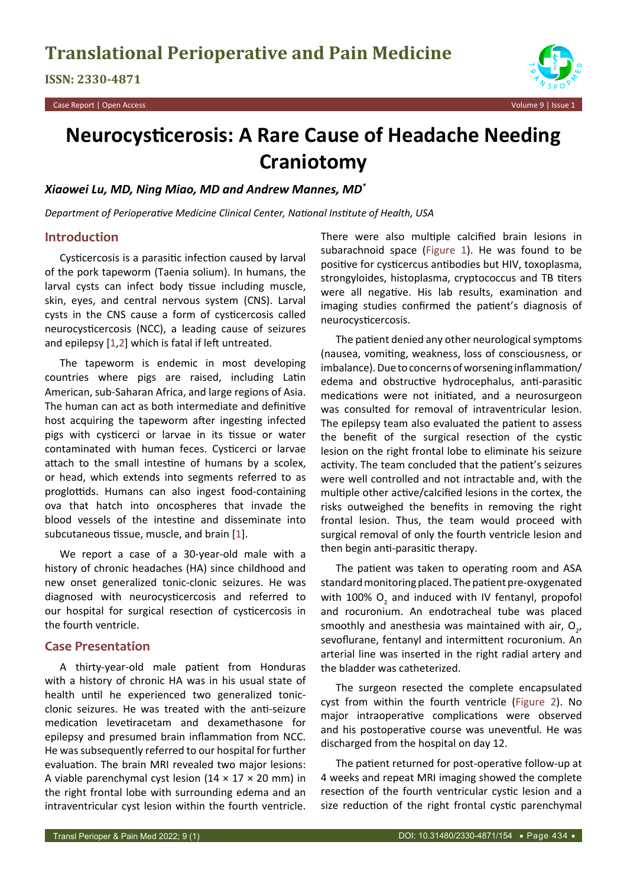# Neurocysticerosis: A Rare Cause of Headache Needing Craniotomy

***Xiaowei Lu, MD, Ning Miao, MD and Andrew Mannes, MD\****

*Department of Perioperative Medicine Clinical Center, National Institute of Health, USA*

## Introduction

Cysticercosis is a parasitic infection caused by larval of the pork tapeworm (Taenia solium). In humans, the larval cysts can infect body tissue including muscle, skin, eyes, and central nervous system (CNS). Larval cysts in the CNS cause a form of cysticercosis called neurocysticercosis (NCC), a leading cause of seizures and epilepsy [1,2] which is fatal if left untreated.

The tapeworm is endemic in most developing countries where pigs are raised, including Latin American, sub-Saharan Africa, and large regions of Asia. The human can act as both intermediate and definitive host acquiring the tapeworm after ingesting infected pigs with cysticerci or larvae in its tissue or water contaminated with human feces. Cysticerci or larvae attach to the small intestine of humans by a scolex, or head, which extends into segments referred to as proglottids. Humans can also ingest food-containing ova that hatch into oncospheres that invade the blood vessels of the intestine and disseminate into subcutaneous tissue, muscle, and brain [1].

We report a case of a 30-year-old male with a history of chronic headaches (HA) since childhood and new onset generalized tonic-clonic seizures. He was diagnosed with neurocysticercosis and referred to our hospital for surgical resection of cysticercosis in the fourth ventricle.

## Case Presentation

A thirty-year-old male patient from Honduras with a history of chronic HA was in his usual state of health until he experienced two generalized tonic-clonic seizures. He was treated with the anti-seizure medication levetiracetam and dexamethasone for epilepsy and presumed brain inflammation from NCC. He was subsequently referred to our hospital for further evaluation. The brain MRI revealed two major lesions: A viable parenchymal cyst lesion (14 × 17 × 20 mm) in the right frontal lobe with surrounding edema and an intraventricular cyst lesion within the fourth ventricle. There were also multiple calcified brain lesions in subarachnoid space (Figure 1). He was found to be positive for cysticercus antibodies but HIV, toxoplasma, strongyloides, histoplasma, cryptococcus and TB titers were all negative. His lab results, examination and imaging studies confirmed the patient's diagnosis of neurocysticercosis.

The patient denied any other neurological symptoms (nausea, vomiting, weakness, loss of consciousness, or imbalance). Due to concerns of worsening inflammation/edema and obstructive hydrocephalus, anti-parasitic medications were not initiated, and a neurosurgeon was consulted for removal of intraventricular lesion. The epilepsy team also evaluated the patient to assess the benefit of the surgical resection of the cystic lesion on the right frontal lobe to eliminate his seizure activity. The team concluded that the patient's seizures were well controlled and not intractable and, with the multiple other active/calcified lesions in the cortex, the risks outweighed the benefits in removing the right frontal lesion. Thus, the team would proceed with surgical removal of only the fourth ventricle lesion and then begin anti-parasitic therapy.

The patient was taken to operating room and ASA standard monitoring placed. The patient pre-oxygenated with 100% $O_2$ and induced with IV fentanyl, propofol and rocuronium. An endotracheal tube was placed smoothly and anesthesia was maintained with air, $O_2$, sevoflurane, fentanyl and intermittent rocuronium. An arterial line was inserted in the right radial artery and the bladder was catheterized.

The surgeon resected the complete encapsulated cyst from within the fourth ventricle (Figure 2). No major intraoperative complications were observed and his postoperative course was uneventful. He was discharged from the hospital on day 12.

The patient returned for post-operative follow-up at 4 weeks and repeat MRI imaging showed the complete resection of the fourth ventricular cystic lesion and a size reduction of the right frontal cystic parenchymal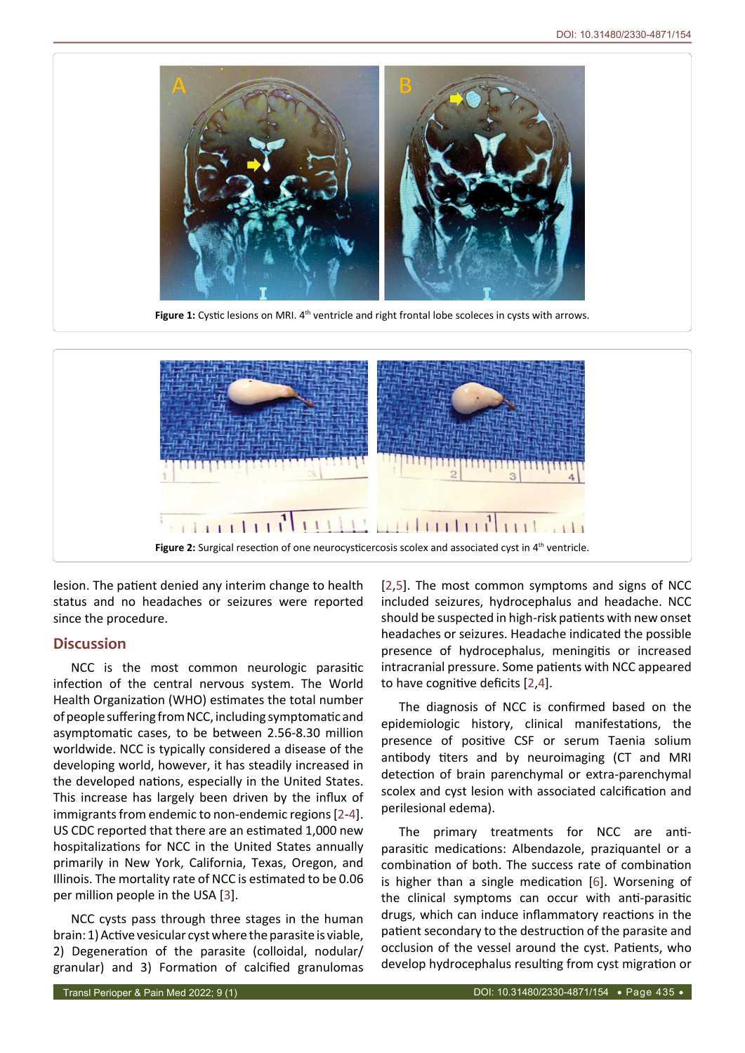Figure 1: Cystic lesions on MRI. 4[th] ventricle and right frontal lobe scoleces in cysts with arrows.

Figure 2: Surgical resection of one neurocysticercosis scolex and associated cyst in 4[th] ventricle.

lesion. The patient denied any interim change to health status and no headaches or seizures were reported since the procedure.

## Discussion

NCC is the most common neurologic parasitic infection of the central nervous system. The World Health Organization (WHO) estimates the total number of people suffering from NCC, including symptomatic and asymptomatic cases, to be between 2.56-8.30 million worldwide. NCC is typically considered a disease of the developing world, however, it has steadily increased in the developed nations, especially in the United States. This increase has largely been driven by the influx of immigrants from endemic to non-endemic regions [2-4]. US CDC reported that there are an estimated 1,000 new hospitalizations for NCC in the United States annually primarily in New York, California, Texas, Oregon, and Illinois. The mortality rate of NCC is estimated to be 0.06 per million people in the USA [3].

NCC cysts pass through three stages in the human brain: 1) Active vesicular cyst where the parasite is viable, 2) Degeneration of the parasite (colloidal, nodular/granular) and 3) Formation of calcified granulomas [2,5]. The most common symptoms and signs of NCC included seizures, hydrocephalus and headache. NCC should be suspected in high-risk patients with new onset headaches or seizures. Headache indicated the possible presence of hydrocephalus, meningitis or increased intracranial pressure. Some patients with NCC appeared to have cognitive deficits [2,4].

The diagnosis of NCC is confirmed based on the epidemiologic history, clinical manifestations, the presence of positive CSF or serum Taenia solium antibody titers and by neuroimaging (CT and MRI detection of brain parenchymal or extra-parenchymal scolex and cyst lesion with associated calcification and perilesional edema).

The primary treatments for NCC are anti-parasitic medications: Albendazole, praziquantel or a combination of both. The success rate of combination is higher than a single medication [6]. Worsening of the clinical symptoms can occur with anti-parasitic drugs, which can induce inflammatory reactions in the patient secondary to the destruction of the parasite and occlusion of the vessel around the cyst. Patients, who develop hydrocephalus resulting from cyst migration or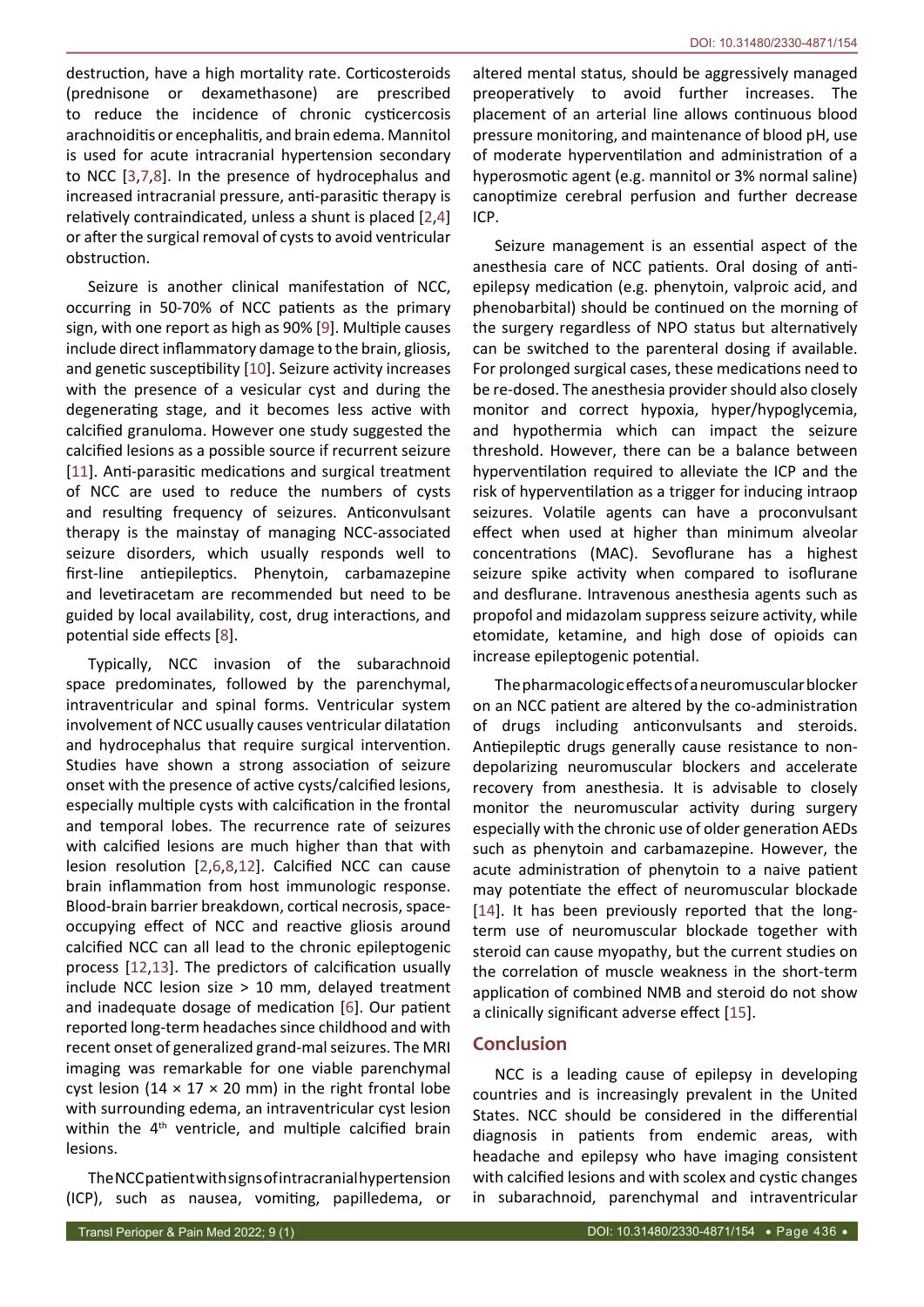destruction, have a high mortality rate. Corticosteroids (prednisone or dexamethasone) are prescribed to reduce the incidence of chronic cysticercosis arachnoiditis or encephalitis, and brain edema. Mannitol is used for acute intracranial hypertension secondary to NCC [3,7,8]. In the presence of hydrocephalus and increased intracranial pressure, anti-parasitic therapy is relatively contraindicated, unless a shunt is placed [2,4] or after the surgical removal of cysts to avoid ventricular obstruction.

Seizure is another clinical manifestation of NCC, occurring in 50-70% of NCC patients as the primary sign, with one report as high as 90% [9]. Multiple causes include direct inflammatory damage to the brain, gliosis, and genetic susceptibility [10]. Seizure activity increases with the presence of a vesicular cyst and during the degenerating stage, and it becomes less active with calcified granuloma. However one study suggested the calcified lesions as a possible source if recurrent seizure [11]. Anti-parasitic medications and surgical treatment of NCC are used to reduce the numbers of cysts and resulting frequency of seizures. Anticonvulsant therapy is the mainstay of managing NCC-associated seizure disorders, which usually responds well to first-line antiepileptics. Phenytoin, carbamazepine and levetiracetam are recommended but need to be guided by local availability, cost, drug interactions, and potential side effects [8].

Typically, NCC invasion of the subarachnoid space predominates, followed by the parenchymal, intraventricular and spinal forms. Ventricular system involvement of NCC usually causes ventricular dilatation and hydrocephalus that require surgical intervention. Studies have shown a strong association of seizure onset with the presence of active cysts/calcified lesions, especially multiple cysts with calcification in the frontal and temporal lobes. The recurrence rate of seizures with calcified lesions are much higher than that with lesion resolution [2,6,8,12]. Calcified NCC can cause brain inflammation from host immunologic response. Blood-brain barrier breakdown, cortical necrosis, space-occupying effect of NCC and reactive gliosis around calcified NCC can all lead to the chronic epileptogenic process [12,13]. The predictors of calcification usually include NCC lesion size > 10 mm, delayed treatment and inadequate dosage of medication [6]. Our patient reported long-term headaches since childhood and with recent onset of generalized grand-mal seizures. The MRI imaging was remarkable for one viable parenchymal cyst lesion (14 × 17 × 20 mm) in the right frontal lobe with surrounding edema, an intraventricular cyst lesion within the 4th ventricle, and multiple calcified brain lesions.

The NCC patient with signs of intracranial hypertension (ICP), such as nausea, vomiting, papilledema, or altered mental status, should be aggressively managed preoperatively to avoid further increases. The placement of an arterial line allows continuous blood pressure monitoring, and maintenance of blood pH, use of moderate hyperventilation and administration of a hyperosmotic agent (e.g. mannitol or 3% normal saline) canoptimize cerebral perfusion and further decrease ICP.

Seizure management is an essential aspect of the anesthesia care of NCC patients. Oral dosing of anti-epilepsy medication (e.g. phenytoin, valproic acid, and phenobarbital) should be continued on the morning of the surgery regardless of NPO status but alternatively can be switched to the parenteral dosing if available. For prolonged surgical cases, these medications need to be re-dosed. The anesthesia provider should also closely monitor and correct hypoxia, hyper/hypoglycemia, and hypothermia which can impact the seizure threshold. However, there can be a balance between hyperventilation required to alleviate the ICP and the risk of hyperventilation as a trigger for inducing intraop seizures. Volatile agents can have a proconvulsant effect when used at higher than minimum alveolar concentrations (MAC). Sevoflurane has a highest seizure spike activity when compared to isoflurane and desflurane. Intravenous anesthesia agents such as propofol and midazolam suppress seizure activity, while etomidate, ketamine, and high dose of opioids can increase epileptogenic potential.

The pharmacologic effects of a neuromuscular blocker on an NCC patient are altered by the co-administration of drugs including anticonvulsants and steroids. Antiepileptic drugs generally cause resistance to non-depolarizing neuromuscular blockers and accelerate recovery from anesthesia. It is advisable to closely monitor the neuromuscular activity during surgery especially with the chronic use of older generation AEDs such as phenytoin and carbamazepine. However, the acute administration of phenytoin to a naive patient may potentiate the effect of neuromuscular blockade [14]. It has been previously reported that the long-term use of neuromuscular blockade together with steroid can cause myopathy, but the current studies on the correlation of muscle weakness in the short-term application of combined NMB and steroid do not show a clinically significant adverse effect [15].

## Conclusion

NCC is a leading cause of epilepsy in developing countries and is increasingly prevalent in the United States. NCC should be considered in the differential diagnosis in patients from endemic areas, with headache and epilepsy who have imaging consistent with calcified lesions and with scolex and cystic changes in subarachnoid, parenchymal and intraventricular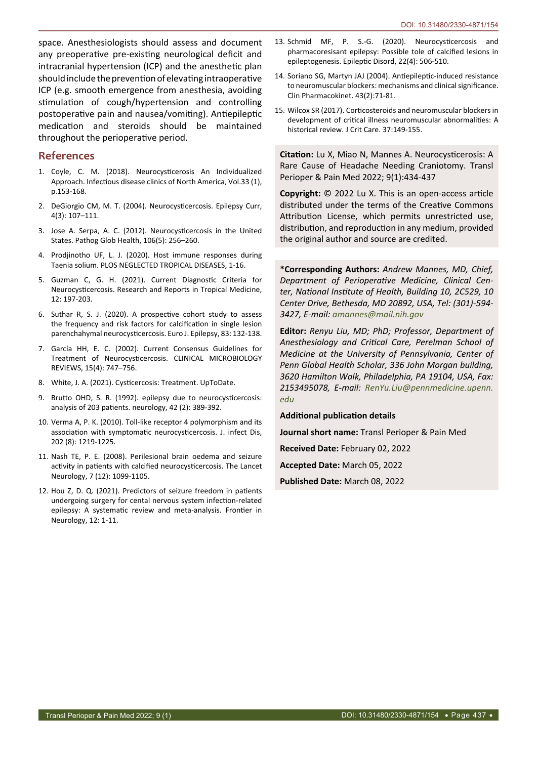space. Anesthesiologists should assess and document any preoperative pre-existing neurological deficit and intracranial hypertension (ICP) and the anesthetic plan should include the prevention of elevating intraoperative ICP (e.g. smooth emergence from anesthesia, avoiding stimulation of cough/hypertension and controlling postoperative pain and nausea/vomiting). Antiepileptic medication and steroids should be maintained throughout the perioperative period.

## References

1. Coyle, C. M. (2018). Neurocysticerosis An Individualized Approach. Infectious disease clinics of North America, Vol.33 (1), p.153-168.
2. DeGiorgio CM, M. T. (2004). Neurocysticercosis. Epilepsy Curr, 4(3): 107–111.
3. Jose A. Serpa, A. C. (2012). Neurocysticercosis in the United States. Pathog Glob Health, 106(5): 256–260.
4. Prodjinotho UF, L. J. (2020). Host immune responses during Taenia solium. PLOS NEGLECTED TROPICAL DISEASES, 1-16.
5. Guzman C, G. H. (2021). Current Diagnostic Criteria for Neurocysticercosis. Research and Reports in Tropical Medicine, 12: 197-203.
6. Suthar R, S. J. (2020). A prospective cohort study to assess the frequency and risk factors for calcification in single lesion parenchahymal neurocysticercosis. Euro J. Epilepsy, 83: 132-138.
7. García HH, E. C. (2002). Current Consensus Guidelines for Treatment of Neurocysticercosis. CLINICAL MICROBIOLOGY REVIEWS, 15(4): 747–756.
8. White, J. A. (2021). Cysticercosis: Treatment. UpToDate.
9. Brutto OHD, S. R. (1992). epilepsy due to neurocysticercosis: analysis of 203 patients. neurology, 42 (2): 389-392.
10. Verma A, P. K. (2010). Toll-like receptor 4 polymorphism and its association with symptomatic neurocysticercosis. J. infect Dis, 202 (8): 1219-1225.
11. Nash TE, P. E. (2008). Perilesional brain oedema and seizure activity in patients with calcified neurocysticercosis. The Lancet Neurology, 7 (12): 1099-1105.
12. Hou Z, D. Q. (2021). Predictors of seizure freedom in patients undergoing surgery for cental nervous system infection-related epilepsy: A systematic review and meta-analysis. Frontier in Neurology, 12: 1-11.
13. Schmid MF, P. S.-G. (2020). Neurocysticercosis and pharmacoresisant epilepsy: Possible tole of calcified lesions in epileptogenesis. Epileptic Disord, 22(4): 506-510.
14. Soriano SG, Martyn JAJ (2004). Antiepileptic-induced resistance to neuromuscular blockers: mechanisms and clinical significance. Clin Pharmacokinet. 43(2):71-81.
15. Wilcox SR (2017). Corticosteroids and neuromuscular blockers in development of critical illness neuromuscular abnormalities: A historical review. J Crit Care. 37:149-155.

**Citation:** Lu X, Miao N, Mannes A. Neurocysticerosis: A Rare Cause of Headache Needing Craniotomy. Transl Perioper & Pain Med 2022; 9(1):434-437

**Copyright:** © 2022 Lu X. This is an open-access article distributed under the terms of the Creative Commons Attribution License, which permits unrestricted use, distribution, and reproduction in any medium, provided the original author and source are credited.

**\*Corresponding Authors:** *Andrew Mannes, MD, Chief, Department of Perioperative Medicine, Clinical Center, National Institute of Health, Building 10, 2C529, 10 Center Drive, Bethesda, MD 20892, USA, Tel: (301)-594-3427, E-mail: amannes@mail.nih.gov*

**Editor:** *Renyu Liu, MD; PhD; Professor, Department of Anesthesiology and Critical Care, Perelman School of Medicine at the University of Pennsylvania, Center of Penn Global Health Scholar, 336 John Morgan building, 3620 Hamilton Walk, Philadelphia, PA 19104, USA, Fax: 2153495078, E-mail: RenYu.Liu@pennmedicine.upenn.edu*

**Additional publication details**

**Journal short name:** Transl Perioper & Pain Med

**Received Date:** February 02, 2022

**Accepted Date:** March 05, 2022

**Published Date:** March 08, 2022